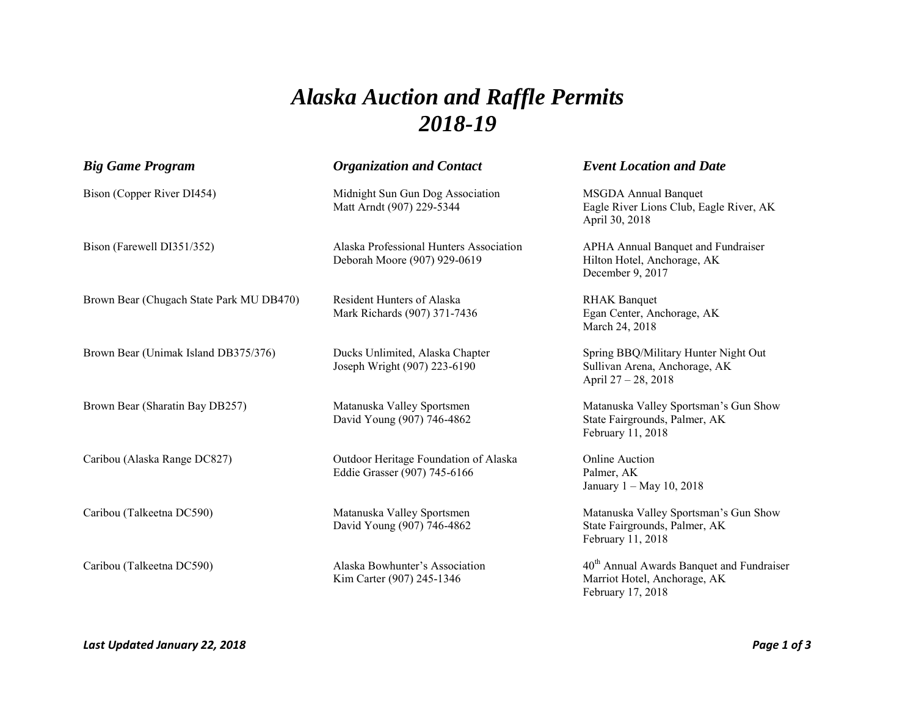# *Alaska Auction and Raffle Permits*
# *2018-19*

| *Big Game Program* | *Organization and Contact* | *Event Location and Date* |
|---|---|---|
| Bison (Copper River DI454) | Midnight Sun Gun Dog Association<br>Matt Arndt (907) 229-5344 | MSGDA Annual Banquet<br>Eagle River Lions Club, Eagle River, AK<br>April 30, 2018 |
| Bison (Farewell DI351/352) | Alaska Professional Hunters Association<br>Deborah Moore (907) 929-0619 | APHA Annual Banquet and Fundraiser<br>Hilton Hotel, Anchorage, AK<br>December 9, 2017 |
| Brown Bear (Chugach State Park MU DB470) | Resident Hunters of Alaska<br>Mark Richards (907) 371-7436 | RHAK Banquet<br>Egan Center, Anchorage, AK<br>March 24, 2018 |
| Brown Bear (Unimak Island DB375/376) | Ducks Unlimited, Alaska Chapter<br>Joseph Wright (907) 223-6190 | Spring BBQ/Military Hunter Night Out<br>Sullivan Arena, Anchorage, AK<br>April 27 – 28, 2018 |
| Brown Bear (Sharatin Bay DB257) | Matanuska Valley Sportsmen<br>David Young (907) 746-4862 | Matanuska Valley Sportsman's Gun Show<br>State Fairgrounds, Palmer, AK<br>February 11, 2018 |
| Caribou (Alaska Range DC827) | Outdoor Heritage Foundation of Alaska<br>Eddie Grasser (907) 745-6166 | Online Auction<br>Palmer, AK<br>January 1 – May 10, 2018 |
| Caribou (Talkeetna DC590) | Matanuska Valley Sportsmen<br>David Young (907) 746-4862 | Matanuska Valley Sportsman's Gun Show<br>State Fairgrounds, Palmer, AK<br>February 11, 2018 |
| Caribou (Talkeetna DC590) | Alaska Bowhunter's Association<br>Kim Carter (907) 245-1346 | 40th Annual Awards Banquet and Fundraiser<br>Marriot Hotel, Anchorage, AK<br>February 17, 2018 |

*Last Updated January 22, 2018*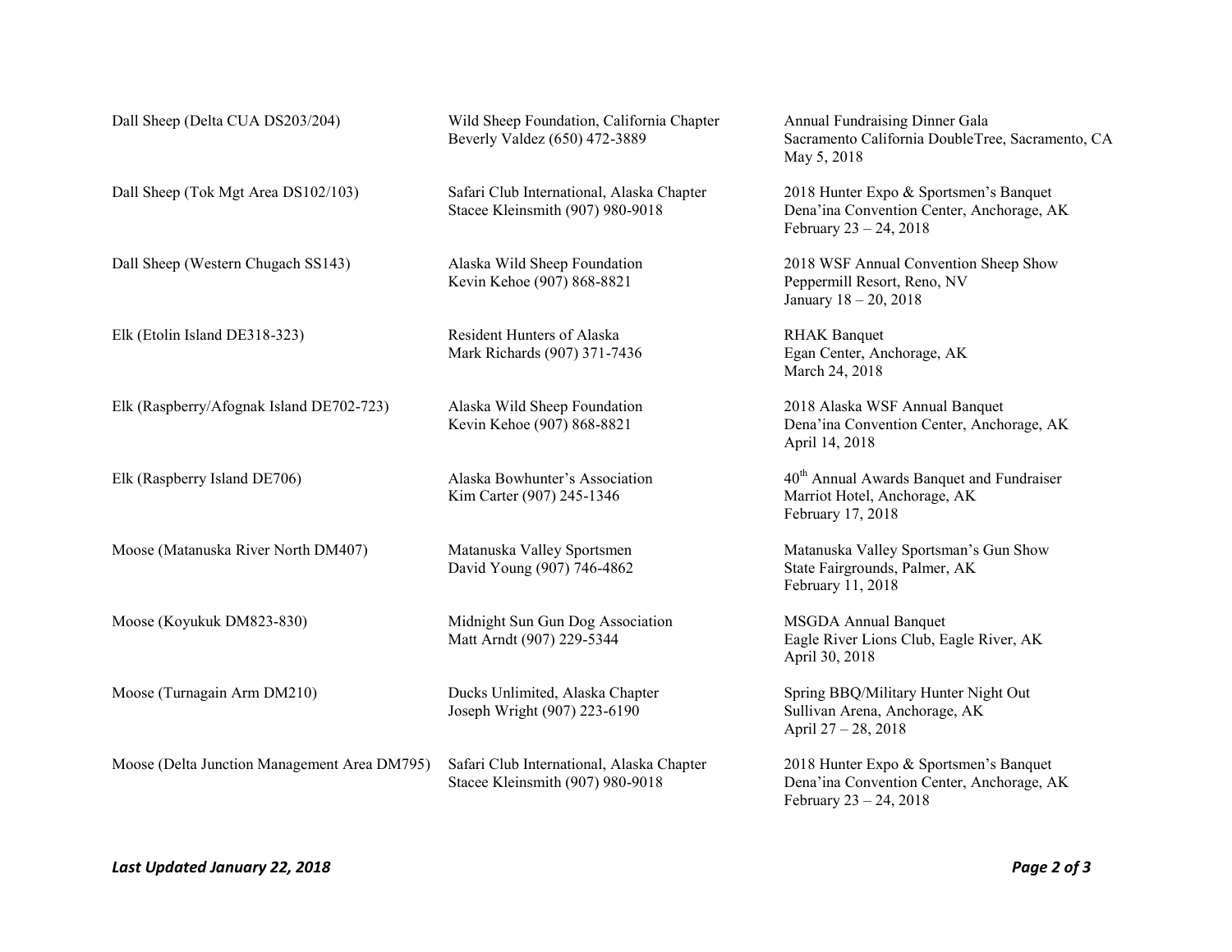| | | |
|---|---|---|
| Dall Sheep (Delta CUA DS203/204) | Wild Sheep Foundation, California Chapter<br>Beverly Valdez (650) 472-3889 | Annual Fundraising Dinner Gala<br>Sacramento California DoubleTree, Sacramento, CA<br>May 5, 2018 |
| Dall Sheep (Tok Mgt Area DS102/103) | Safari Club International, Alaska Chapter<br>Stacee Kleinsmith (907) 980-9018 | 2018 Hunter Expo & Sportsmen's Banquet<br>Dena'ina Convention Center, Anchorage, AK<br>February 23 – 24, 2018 |
| Dall Sheep (Western Chugach SS143) | Alaska Wild Sheep Foundation<br>Kevin Kehoe (907) 868-8821 | 2018 WSF Annual Convention Sheep Show<br>Peppermill Resort, Reno, NV<br>January 18 – 20, 2018 |
| Elk (Etolin Island DE318-323) | Resident Hunters of Alaska<br>Mark Richards (907) 371-7436 | RHAK Banquet<br>Egan Center, Anchorage, AK<br>March 24, 2018 |
| Elk (Raspberry/Afognak Island DE702-723) | Alaska Wild Sheep Foundation<br>Kevin Kehoe (907) 868-8821 | 2018 Alaska WSF Annual Banquet<br>Dena'ina Convention Center, Anchorage, AK<br>April 14, 2018 |
| Elk (Raspberry Island DE706) | Alaska Bowhunter's Association<br>Kim Carter (907) 245-1346 | 40th Annual Awards Banquet and Fundraiser<br>Marriot Hotel, Anchorage, AK<br>February 17, 2018 |
| Moose (Matanuska River North DM407) | Matanuska Valley Sportsmen<br>David Young (907) 746-4862 | Matanuska Valley Sportsman's Gun Show<br>State Fairgrounds, Palmer, AK<br>February 11, 2018 |
| Moose (Koyukuk DM823-830) | Midnight Sun Gun Dog Association<br>Matt Arndt (907) 229-5344 | MSGDA Annual Banquet<br>Eagle River Lions Club, Eagle River, AK<br>April 30, 2018 |
| Moose (Turnagain Arm DM210) | Ducks Unlimited, Alaska Chapter<br>Joseph Wright (907) 223-6190 | Spring BBQ/Military Hunter Night Out<br>Sullivan Arena, Anchorage, AK<br>April 27 – 28, 2018 |
| Moose (Delta Junction Management Area DM795) | Safari Club International, Alaska Chapter<br>Stacee Kleinsmith (907) 980-9018 | 2018 Hunter Expo & Sportsmen's Banquet<br>Dena'ina Convention Center, Anchorage, AK<br>February 23 – 24, 2018 |

*Last Updated January 22, 2018*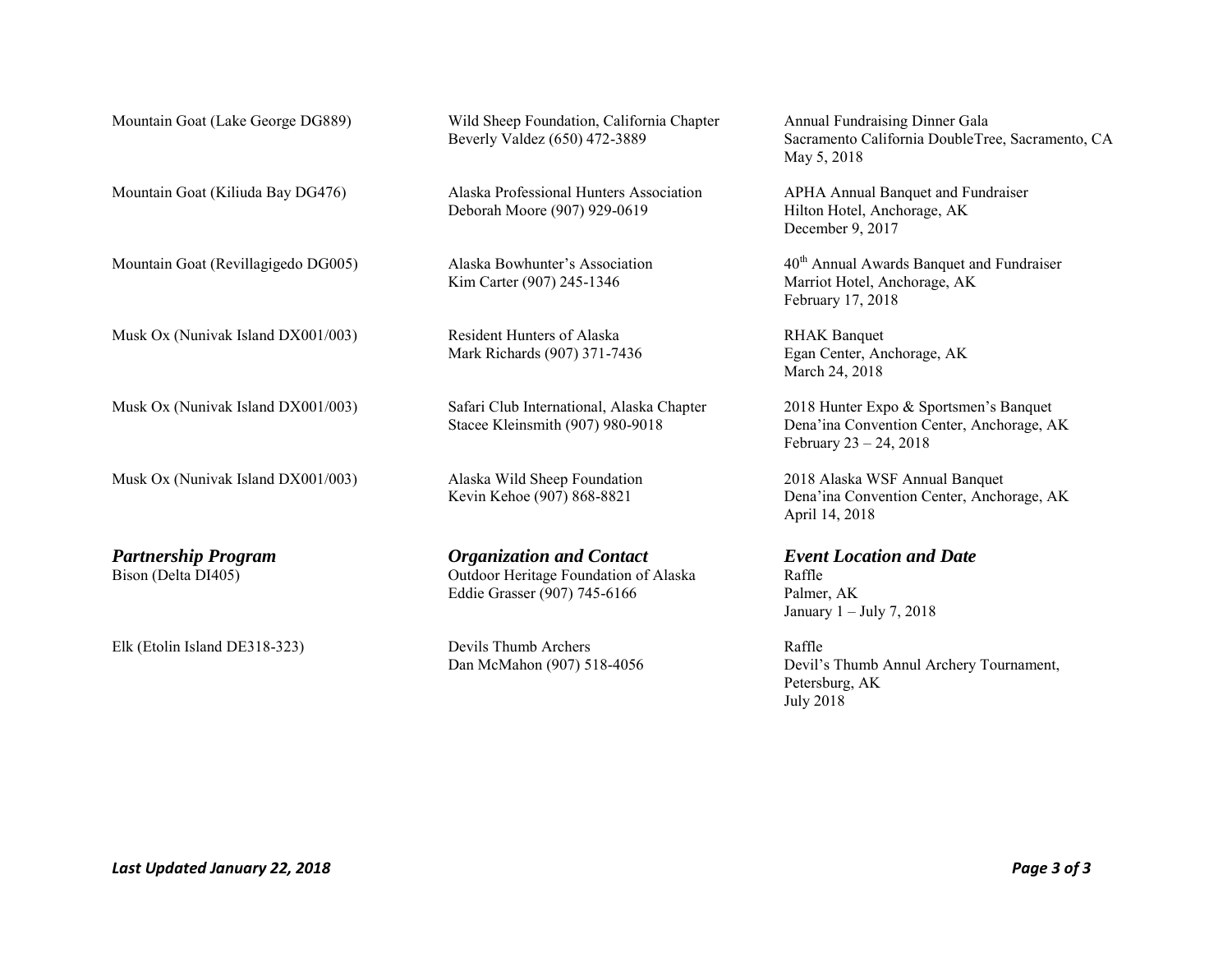| | | |
|---|---|---|
| Mountain Goat (Lake George DG889) | Wild Sheep Foundation, California Chapter<br>Beverly Valdez (650) 472-3889 | Annual Fundraising Dinner Gala<br>Sacramento California DoubleTree, Sacramento, CA<br>May 5, 2018 |
| Mountain Goat (Kiliuda Bay DG476) | Alaska Professional Hunters Association<br>Deborah Moore (907) 929-0619 | APHA Annual Banquet and Fundraiser<br>Hilton Hotel, Anchorage, AK<br>December 9, 2017 |
| Mountain Goat (Revillagigedo DG005) | Alaska Bowhunter's Association<br>Kim Carter (907) 245-1346 | 40th Annual Awards Banquet and Fundraiser<br>Marriot Hotel, Anchorage, AK<br>February 17, 2018 |
| Musk Ox (Nunivak Island DX001/003) | Resident Hunters of Alaska<br>Mark Richards (907) 371-7436 | RHAK Banquet<br>Egan Center, Anchorage, AK<br>March 24, 2018 |
| Musk Ox (Nunivak Island DX001/003) | Safari Club International, Alaska Chapter<br>Stacee Kleinsmith (907) 980-9018 | 2018 Hunter Expo & Sportsmen's Banquet<br>Dena'ina Convention Center, Anchorage, AK<br>February 23 – 24, 2018 |
| Musk Ox (Nunivak Island DX001/003) | Alaska Wild Sheep Foundation<br>Kevin Kehoe (907) 868-8821 | 2018 Alaska WSF Annual Banquet<br>Dena'ina Convention Center, Anchorage, AK<br>April 14, 2018 |

| ***Partnership Program*** | ***Organization and Contact*** | ***Event Location and Date*** |
|---|---|---|
| Bison (Delta DI405) | Outdoor Heritage Foundation of Alaska<br>Eddie Grasser (907) 745-6166 | Raffle<br>Palmer, AK<br>January 1 – July 7, 2018 |
| Elk (Etolin Island DE318-323) | Devils Thumb Archers<br>Dan McMahon (907) 518-4056 | Raffle<br>Devil's Thumb Annul Archery Tournament,<br>Petersburg, AK<br>July 2018 |

***Last Updated January 22, 2018***